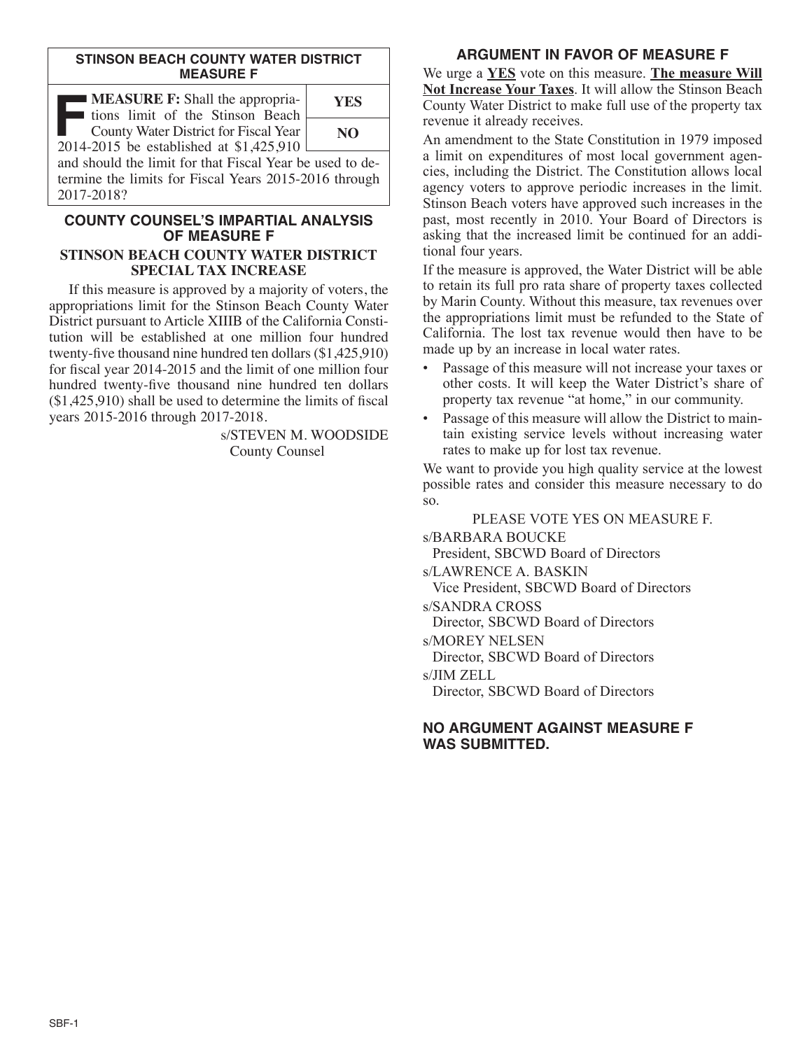## STINSON BEACH COUNTY WATER DISTRICT MEASURE F

**MEASURE F:** Shall the appropriations limit of the Stinson Beach County Water District for Fiscal Year 2014-2015 be established at $1,425,910 and should the limit for that Fiscal Year be used to determine the limits for Fiscal Years 2015-2016 through 2017-2018?

| YES |
|---|
| NO |

## COUNTY COUNSEL'S IMPARTIAL ANALYSIS OF MEASURE F

### STINSON BEACH COUNTY WATER DISTRICT SPECIAL TAX INCREASE

If this measure is approved by a majority of voters, the appropriations limit for the Stinson Beach County Water District pursuant to Article XIIIB of the California Constitution will be established at one million four hundred twenty-five thousand nine hundred ten dollars ($1,425,910) for fiscal year 2014-2015 and the limit of one million four hundred twenty-five thousand nine hundred ten dollars ($1,425,910) shall be used to determine the limits of fiscal years 2015-2016 through 2017-2018.

s/STEVEN M. WOODSIDE
County Counsel

## ARGUMENT IN FAVOR OF MEASURE F

We urge a **YES** vote on this measure. **The measure Will Not Increase Your Taxes**. It will allow the Stinson Beach County Water District to make full use of the property tax revenue it already receives.

An amendment to the State Constitution in 1979 imposed a limit on expenditures of most local government agencies, including the District. The Constitution allows local agency voters to approve periodic increases in the limit. Stinson Beach voters have approved such increases in the past, most recently in 2010. Your Board of Directors is asking that the increased limit be continued for an additional four years.

If the measure is approved, the Water District will be able to retain its full pro rata share of property taxes collected by Marin County. Without this measure, tax revenues over the appropriations limit must be refunded to the State of California. The lost tax revenue would then have to be made up by an increase in local water rates.

- Passage of this measure will not increase your taxes or other costs. It will keep the Water District's share of property tax revenue "at home," in our community.
- Passage of this measure will allow the District to maintain existing service levels without increasing water rates to make up for lost tax revenue.

We want to provide you high quality service at the lowest possible rates and consider this measure necessary to do so.

PLEASE VOTE YES ON MEASURE F.

s/BARBARA BOUCKE
President, SBCWD Board of Directors

s/LAWRENCE A. BASKIN
Vice President, SBCWD Board of Directors

s/SANDRA CROSS
Director, SBCWD Board of Directors

s/MOREY NELSEN
Director, SBCWD Board of Directors

s/JIM ZELL
Director, SBCWD Board of Directors

## NO ARGUMENT AGAINST MEASURE F WAS SUBMITTED.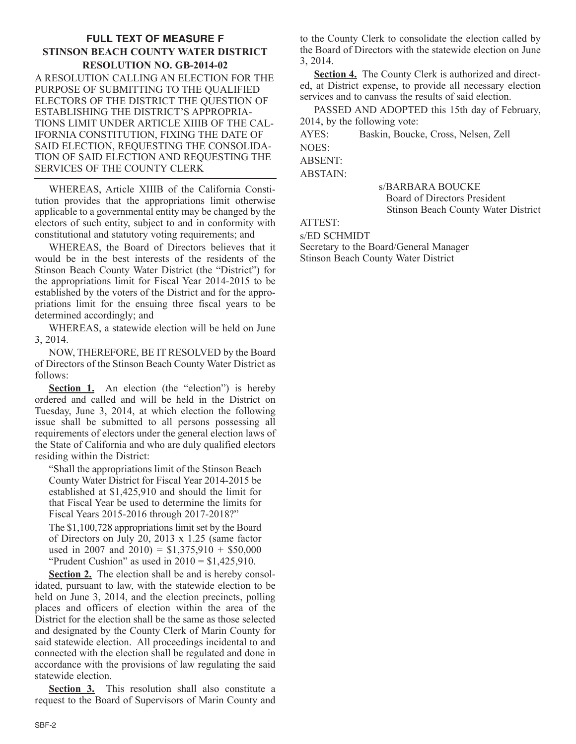## FULL TEXT OF MEASURE F

### STINSON BEACH COUNTY WATER DISTRICT

### RESOLUTION NO. GB-2014-02

A RESOLUTION CALLING AN ELECTION FOR THE PURPOSE OF SUBMITTING TO THE QUALIFIED ELECTORS OF THE DISTRICT THE QUESTION OF ESTABLISHING THE DISTRICT'S APPROPRIATIONS LIMIT UNDER ARTICLE XIIIB OF THE CALIFORNIA CONSTITUTION, FIXING THE DATE OF SAID ELECTION, REQUESTING THE CONSOLIDATION OF SAID ELECTION AND REQUESTING THE SERVICES OF THE COUNTY CLERK

WHEREAS, Article XIIIB of the California Constitution provides that the appropriations limit otherwise applicable to a governmental entity may be changed by the electors of such entity, subject to and in conformity with constitutional and statutory voting requirements; and

WHEREAS, the Board of Directors believes that it would be in the best interests of the residents of the Stinson Beach County Water District (the "District") for the appropriations limit for Fiscal Year 2014-2015 to be established by the voters of the District and for the appropriations limit for the ensuing three fiscal years to be determined accordingly; and

WHEREAS, a statewide election will be held on June 3, 2014.

NOW, THEREFORE, BE IT RESOLVED by the Board of Directors of the Stinson Beach County Water District as follows:

**Section 1.** An election (the "election") is hereby ordered and called and will be held in the District on Tuesday, June 3, 2014, at which election the following issue shall be submitted to all persons possessing all requirements of electors under the general election laws of the State of California and who are duly qualified electors residing within the District:

"Shall the appropriations limit of the Stinson Beach County Water District for Fiscal Year 2014-2015 be established at $1,425,910 and should the limit for that Fiscal Year be used to determine the limits for Fiscal Years 2015-2016 through 2017-2018?"

The $1,100,728 appropriations limit set by the Board of Directors on July 20, 2013 x 1.25 (same factor used in 2007 and 2010) = $1,375,910 + $50,000 "Prudent Cushion" as used in 2010 = $1,425,910.

**Section 2.** The election shall be and is hereby consolidated, pursuant to law, with the statewide election to be held on June 3, 2014, and the election precincts, polling places and officers of election within the area of the District for the election shall be the same as those selected and designated by the County Clerk of Marin County for said statewide election. All proceedings incidental to and connected with the election shall be regulated and done in accordance with the provisions of law regulating the said statewide election.

**Section 3.** This resolution shall also constitute a request to the Board of Supervisors of Marin County and to the County Clerk to consolidate the election called by the Board of Directors with the statewide election on June 3, 2014.

**Section 4.** The County Clerk is authorized and directed, at District expense, to provide all necessary election services and to canvass the results of said election.

PASSED AND ADOPTED this 15th day of February, 2014, by the following vote:

AYES: Baskin, Boucke, Cross, Nelsen, Zell

NOES:

ABSENT:

ABSTAIN:

s/BARBARA BOUCKE
Board of Directors President
Stinson Beach County Water District

ATTEST:

s/ED SCHMIDT
Secretary to the Board/General Manager
Stinson Beach County Water District